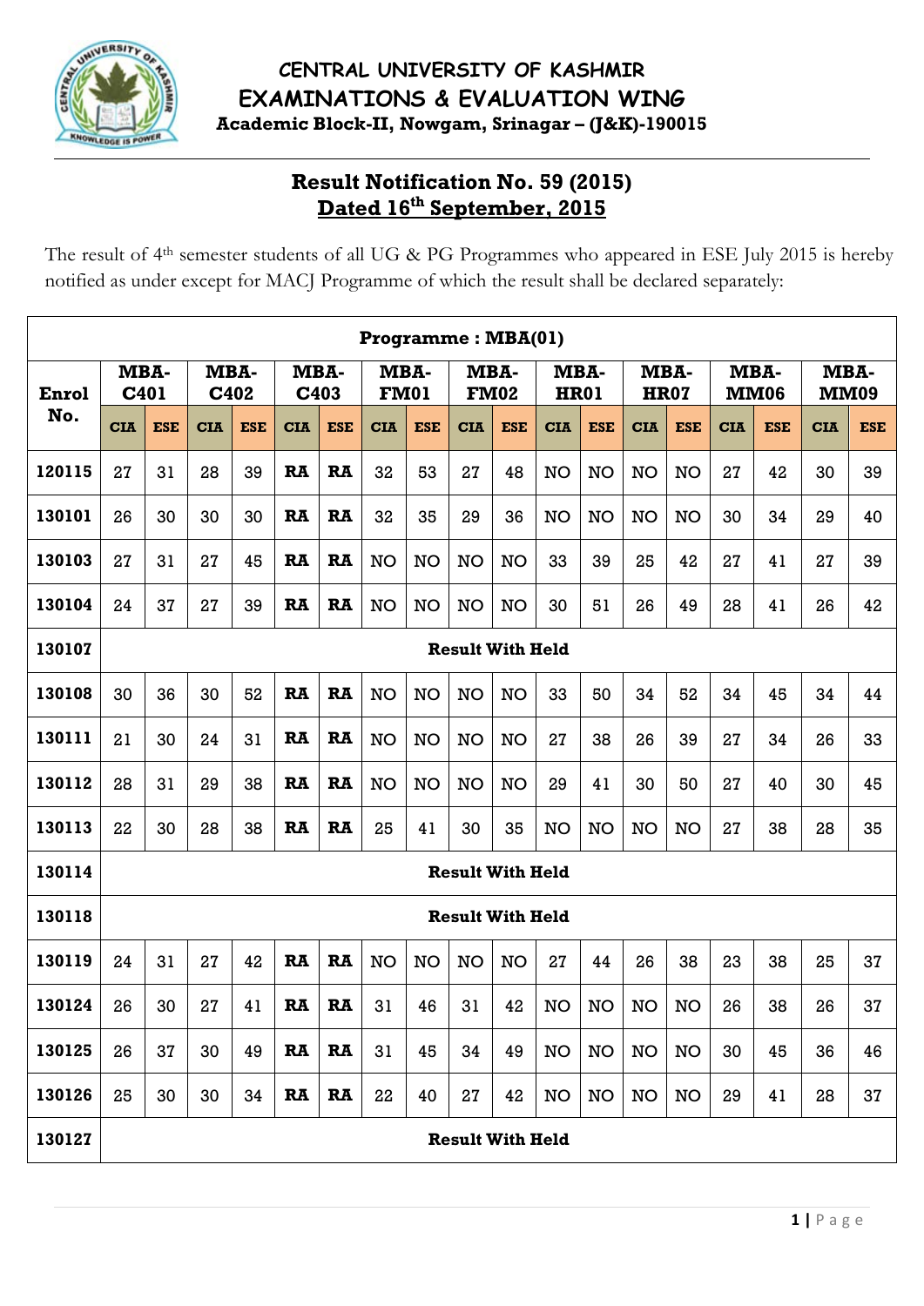# CENTRAL UNIVERSITY OF KASHMIR
## EXAMINATIONS & EVALUATION WING
**Academic Block-II, Nowgam, Srinagar – (J&K)-190015**

## Result Notification No. 59 (2015)
**Dated 16th September, 2015**

The result of 4th semester students of all UG & PG Programmes who appeared in ESE July 2015 is hereby notified as under except for MACJ Programme of which the result shall be declared separately:

**Programme : MBA(01)**

| Enrol No. | MBA-C401 | | MBA-C402 | | MBA-C403 | | MBA-FM01 | | MBA-FM02 | | MBA-HR01 | | MBA-HR07 | | MBA-MM06 | | MBA-MM09 | |
|---|---|---|---|---|---|---|---|---|---|---|---|---|---|---|---|---|---|---|
| | CIA | ESE | CIA | ESE | CIA | ESE | CIA | ESE | CIA | ESE | CIA | ESE | CIA | ESE | CIA | ESE | CIA | ESE |
| 120115 | 27 | 31 | 28 | 39 | RA | RA | 32 | 53 | 27 | 48 | NO | NO | NO | NO | 27 | 42 | 30 | 39 |
| 130101 | 26 | 30 | 30 | 30 | RA | RA | 32 | 35 | 29 | 36 | NO | NO | NO | NO | 30 | 34 | 29 | 40 |
| 130103 | 27 | 31 | 27 | 45 | RA | RA | NO | NO | NO | NO | 33 | 39 | 25 | 42 | 27 | 41 | 27 | 39 |
| 130104 | 24 | 37 | 27 | 39 | RA | RA | NO | NO | NO | NO | 30 | 51 | 26 | 49 | 28 | 41 | 26 | 42 |
| 130107 | Result With Held | | | | | | | | | | | | | | | | | |
| 130108 | 30 | 36 | 30 | 52 | RA | RA | NO | NO | NO | NO | 33 | 50 | 34 | 52 | 34 | 45 | 34 | 44 |
| 130111 | 21 | 30 | 24 | 31 | RA | RA | NO | NO | NO | NO | 27 | 38 | 26 | 39 | 27 | 34 | 26 | 33 |
| 130112 | 28 | 31 | 29 | 38 | RA | RA | NO | NO | NO | NO | 29 | 41 | 30 | 50 | 27 | 40 | 30 | 45 |
| 130113 | 22 | 30 | 28 | 38 | RA | RA | 25 | 41 | 30 | 35 | NO | NO | NO | NO | 27 | 38 | 28 | 35 |
| 130114 | Result With Held | | | | | | | | | | | | | | | | | |
| 130118 | Result With Held | | | | | | | | | | | | | | | | | |
| 130119 | 24 | 31 | 27 | 42 | RA | RA | NO | NO | NO | NO | 27 | 44 | 26 | 38 | 23 | 38 | 25 | 37 |
| 130124 | 26 | 30 | 27 | 41 | RA | RA | 31 | 46 | 31 | 42 | NO | NO | NO | NO | 26 | 38 | 26 | 37 |
| 130125 | 26 | 37 | 30 | 49 | RA | RA | 31 | 45 | 34 | 49 | NO | NO | NO | NO | 30 | 45 | 36 | 46 |
| 130126 | 25 | 30 | 30 | 34 | RA | RA | 22 | 40 | 27 | 42 | NO | NO | NO | NO | 29 | 41 | 28 | 37 |
| 130127 | Result With Held | | | | | | | | | | | | | | | | | |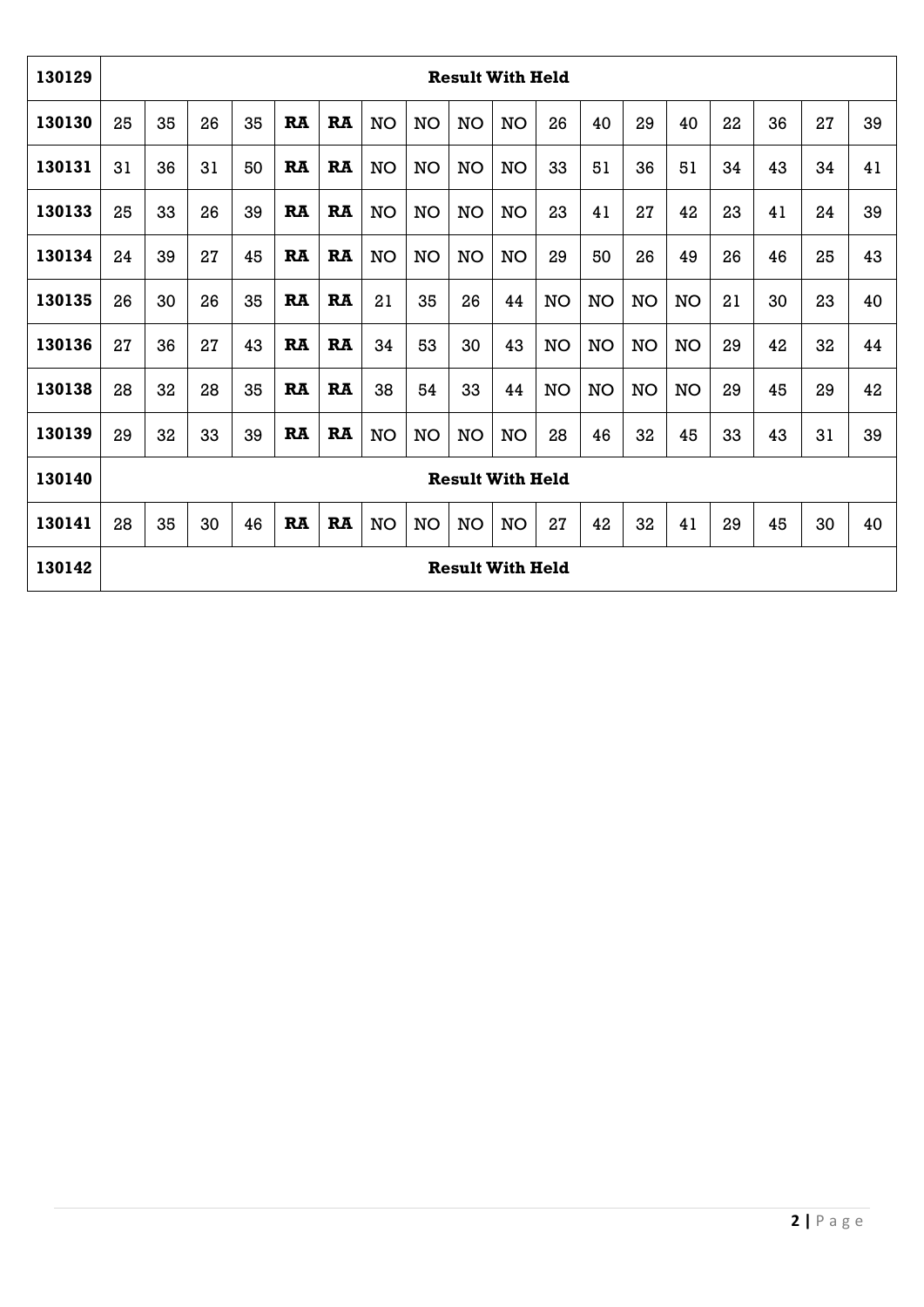| | | | | | | | | | | | | | | | | | | |
|---|---|---|---|---|---|---|---|---|---|---|---|---|---|---|---|---|---|---|
| **130129** | **Result With Held** | | | | | | | | | | | | | | | | | |
| **130130** | 25 | 35 | 26 | 35 | **RA** | **RA** | NO | NO | NO | NO | 26 | 40 | 29 | 40 | 22 | 36 | 27 | 39 |
| **130131** | 31 | 36 | 31 | 50 | **RA** | **RA** | NO | NO | NO | NO | 33 | 51 | 36 | 51 | 34 | 43 | 34 | 41 |
| **130133** | 25 | 33 | 26 | 39 | **RA** | **RA** | NO | NO | NO | NO | 23 | 41 | 27 | 42 | 23 | 41 | 24 | 39 |
| **130134** | 24 | 39 | 27 | 45 | **RA** | **RA** | NO | NO | NO | NO | 29 | 50 | 26 | 49 | 26 | 46 | 25 | 43 |
| **130135** | 26 | 30 | 26 | 35 | **RA** | **RA** | 21 | 35 | 26 | 44 | NO | NO | NO | NO | 21 | 30 | 23 | 40 |
| **130136** | 27 | 36 | 27 | 43 | **RA** | **RA** | 34 | 53 | 30 | 43 | NO | NO | NO | NO | 29 | 42 | 32 | 44 |
| **130138** | 28 | 32 | 28 | 35 | **RA** | **RA** | 38 | 54 | 33 | 44 | NO | NO | NO | NO | 29 | 45 | 29 | 42 |
| **130139** | 29 | 32 | 33 | 39 | **RA** | **RA** | NO | NO | NO | NO | 28 | 46 | 32 | 45 | 33 | 43 | 31 | 39 |
| **130140** | **Result With Held** | | | | | | | | | | | | | | | | | |
| **130141** | 28 | 35 | 30 | 46 | **RA** | **RA** | NO | NO | NO | NO | 27 | 42 | 32 | 41 | 29 | 45 | 30 | 40 |
| **130142** | **Result With Held** | | | | | | | | | | | | | | | | | |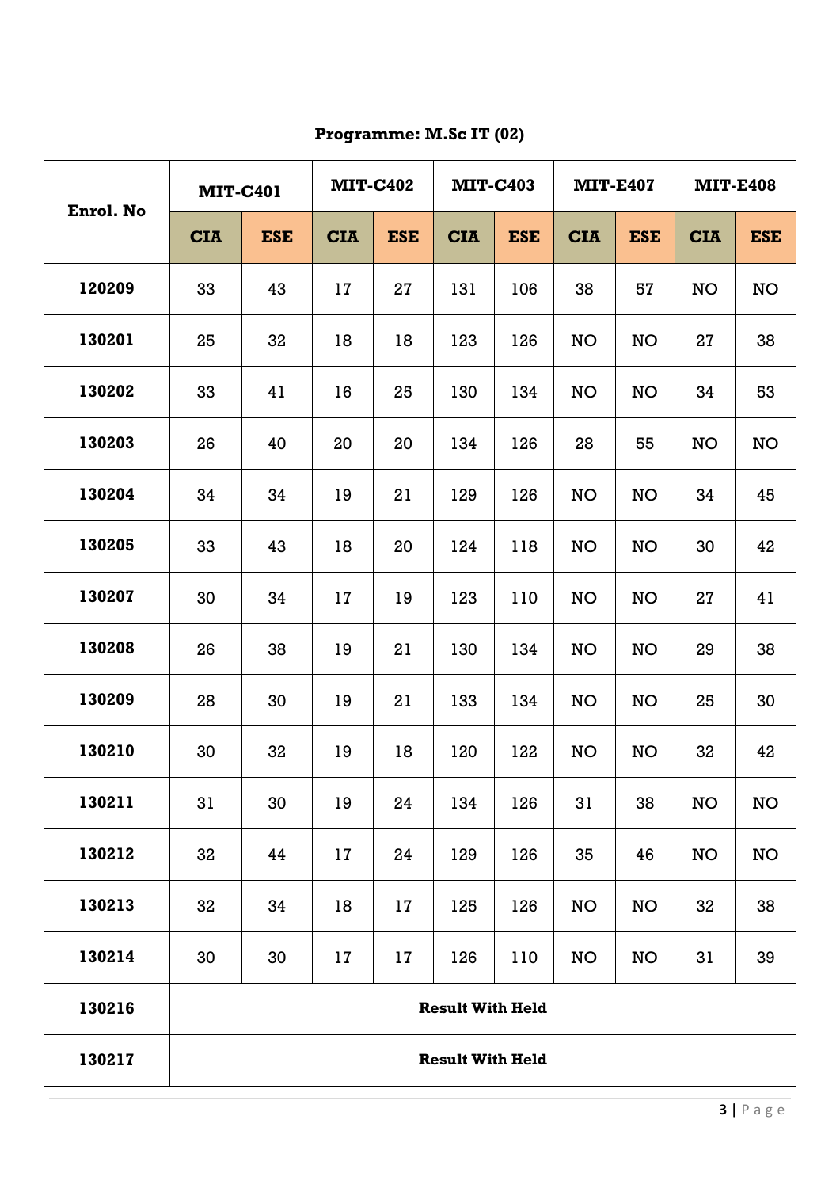| Programme: M.Sc IT (02) | | | | | | | | | | |
|---|---|---|---|---|---|---|---|---|---|---|
| **Enrol. No** | **MIT-C401** | | **MIT-C402** | | **MIT-C403** | | **MIT-E407** | | **MIT-E408** | |
| | **CIA** | **ESE** | **CIA** | **ESE** | **CIA** | **ESE** | **CIA** | **ESE** | **CIA** | **ESE** |
| **120209** | 33 | 43 | 17 | 27 | 131 | 106 | 38 | 57 | NO | NO |
| **130201** | 25 | 32 | 18 | 18 | 123 | 126 | NO | NO | 27 | 38 |
| **130202** | 33 | 41 | 16 | 25 | 130 | 134 | NO | NO | 34 | 53 |
| **130203** | 26 | 40 | 20 | 20 | 134 | 126 | 28 | 55 | NO | NO |
| **130204** | 34 | 34 | 19 | 21 | 129 | 126 | NO | NO | 34 | 45 |
| **130205** | 33 | 43 | 18 | 20 | 124 | 118 | NO | NO | 30 | 42 |
| **130207** | 30 | 34 | 17 | 19 | 123 | 110 | NO | NO | 27 | 41 |
| **130208** | 26 | 38 | 19 | 21 | 130 | 134 | NO | NO | 29 | 38 |
| **130209** | 28 | 30 | 19 | 21 | 133 | 134 | NO | NO | 25 | 30 |
| **130210** | 30 | 32 | 19 | 18 | 120 | 122 | NO | NO | 32 | 42 |
| **130211** | 31 | 30 | 19 | 24 | 134 | 126 | 31 | 38 | NO | NO |
| **130212** | 32 | 44 | 17 | 24 | 129 | 126 | 35 | 46 | NO | NO |
| **130213** | 32 | 34 | 18 | 17 | 125 | 126 | NO | NO | 32 | 38 |
| **130214** | 30 | 30 | 17 | 17 | 126 | 110 | NO | NO | 31 | 39 |
| **130216** | **Result With Held** | | | | | | | | | |
| **130217** | **Result With Held** | | | | | | | | | |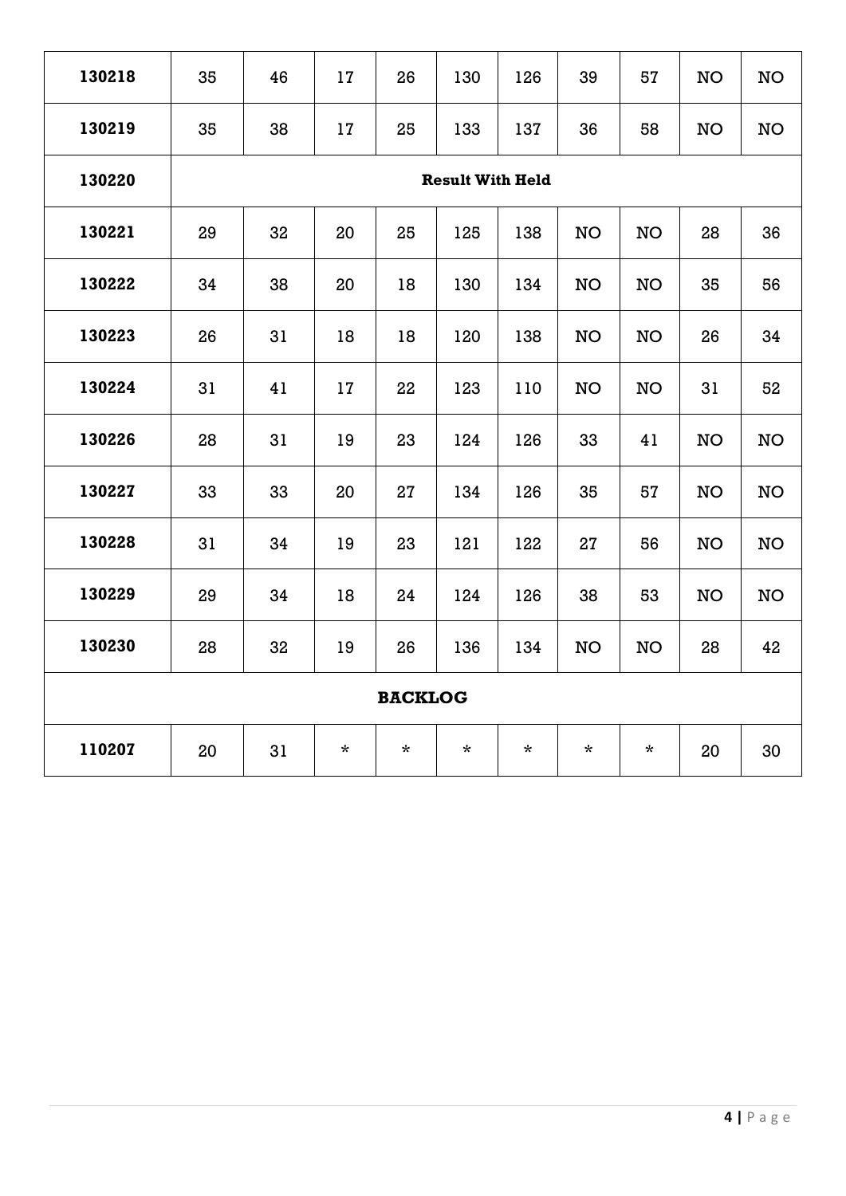| | | | | | | | | | | |
|---|---|---|---|---|---|---|---|---|---|---|
| **130218** | 35 | 46 | 17 | 26 | 130 | 126 | 39 | 57 | NO | NO |
| **130219** | 35 | 38 | 17 | 25 | 133 | 137 | 36 | 58 | NO | NO |
| **130220** | **Result With Held** | | | | | | | | | |
| **130221** | 29 | 32 | 20 | 25 | 125 | 138 | NO | NO | 28 | 36 |
| **130222** | 34 | 38 | 20 | 18 | 130 | 134 | NO | NO | 35 | 56 |
| **130223** | 26 | 31 | 18 | 18 | 120 | 138 | NO | NO | 26 | 34 |
| **130224** | 31 | 41 | 17 | 22 | 123 | 110 | NO | NO | 31 | 52 |
| **130226** | 28 | 31 | 19 | 23 | 124 | 126 | 33 | 41 | NO | NO |
| **130227** | 33 | 33 | 20 | 27 | 134 | 126 | 35 | 57 | NO | NO |
| **130228** | 31 | 34 | 19 | 23 | 121 | 122 | 27 | 56 | NO | NO |
| **130229** | 29 | 34 | 18 | 24 | 124 | 126 | 38 | 53 | NO | NO |
| **130230** | 28 | 32 | 19 | 26 | 136 | 134 | NO | NO | 28 | 42 |
| **BACKLOG** | | | | | | | | | | |
| **110207** | 20 | 31 | * | * | * | * | * | * | 20 | 30 |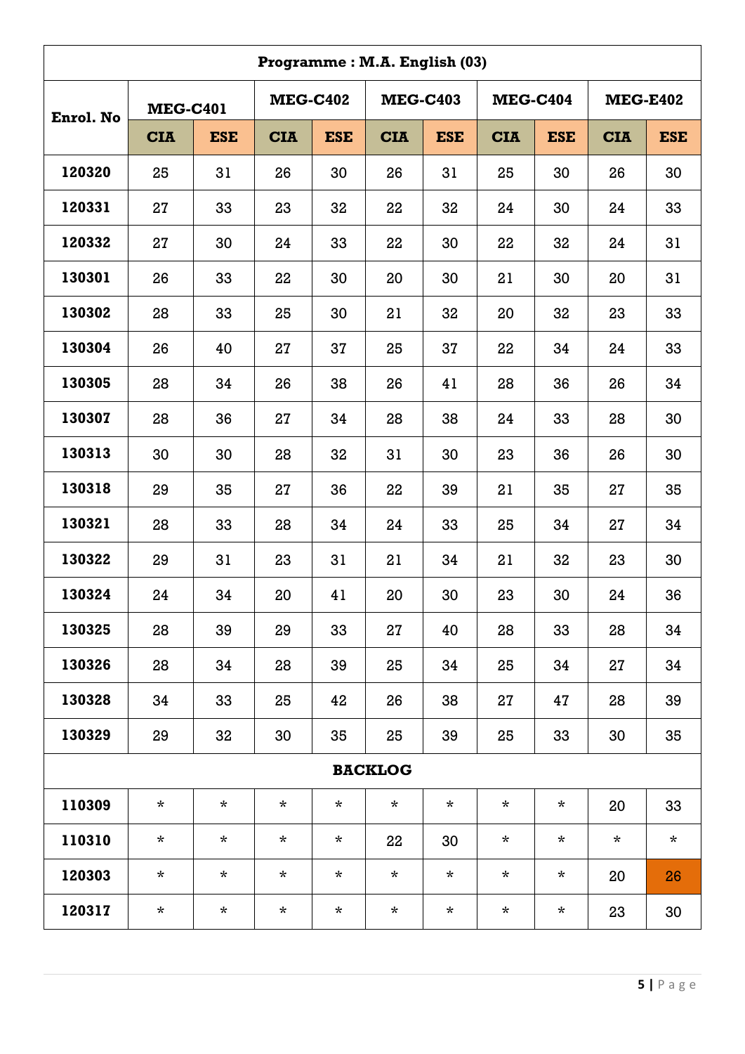| Programme : M.A. English (03) | | | | | | | | | | |
|---|---|---|---|---|---|---|---|---|---|---|
| Enrol. No | MEG-C401 | | MEG-C402 | | MEG-C403 | | MEG-C404 | | MEG-E402 | |
| | CIA | ESE | CIA | ESE | CIA | ESE | CIA | ESE | CIA | ESE |
| 120320 | 25 | 31 | 26 | 30 | 26 | 31 | 25 | 30 | 26 | 30 |
| 120331 | 27 | 33 | 23 | 32 | 22 | 32 | 24 | 30 | 24 | 33 |
| 120332 | 27 | 30 | 24 | 33 | 22 | 30 | 22 | 32 | 24 | 31 |
| 130301 | 26 | 33 | 22 | 30 | 20 | 30 | 21 | 30 | 20 | 31 |
| 130302 | 28 | 33 | 25 | 30 | 21 | 32 | 20 | 32 | 23 | 33 |
| 130304 | 26 | 40 | 27 | 37 | 25 | 37 | 22 | 34 | 24 | 33 |
| 130305 | 28 | 34 | 26 | 38 | 26 | 41 | 28 | 36 | 26 | 34 |
| 130307 | 28 | 36 | 27 | 34 | 28 | 38 | 24 | 33 | 28 | 30 |
| 130313 | 30 | 30 | 28 | 32 | 31 | 30 | 23 | 36 | 26 | 30 |
| 130318 | 29 | 35 | 27 | 36 | 22 | 39 | 21 | 35 | 27 | 35 |
| 130321 | 28 | 33 | 28 | 34 | 24 | 33 | 25 | 34 | 27 | 34 |
| 130322 | 29 | 31 | 23 | 31 | 21 | 34 | 21 | 32 | 23 | 30 |
| 130324 | 24 | 34 | 20 | 41 | 20 | 30 | 23 | 30 | 24 | 36 |
| 130325 | 28 | 39 | 29 | 33 | 27 | 40 | 28 | 33 | 28 | 34 |
| 130326 | 28 | 34 | 28 | 39 | 25 | 34 | 25 | 34 | 27 | 34 |
| 130328 | 34 | 33 | 25 | 42 | 26 | 38 | 27 | 47 | 28 | 39 |
| 130329 | 29 | 32 | 30 | 35 | 25 | 39 | 25 | 33 | 30 | 35 |
| BACKLOG | | | | | | | | | | |
| 110309 | * | * | * | * | * | * | * | * | 20 | 33 |
| 110310 | * | * | * | * | 22 | 30 | * | * | * | * |
| 120303 | * | * | * | * | * | * | * | * | 20 | 26 |
| 120317 | * | * | * | * | * | * | * | * | 23 | 30 |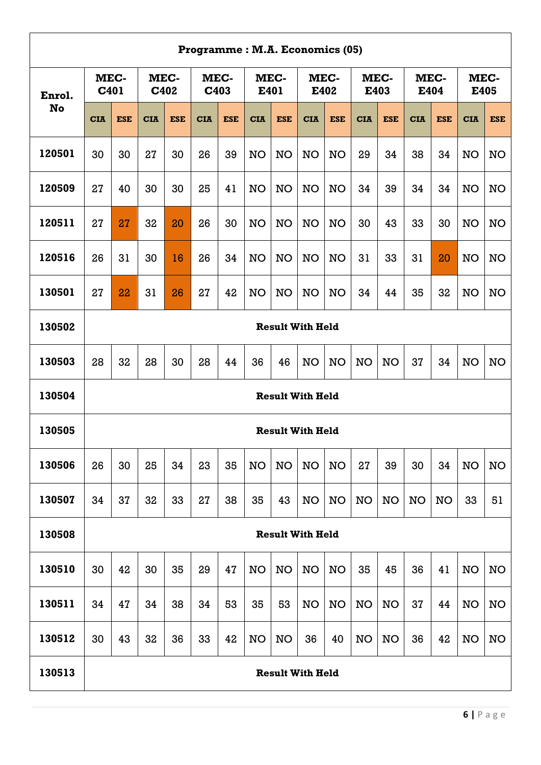**Programme : M.A. Economics (05)**

| Enrol. No | MEC-C401 | | MEC-C402 | | MEC-C403 | | MEC-E401 | | MEC-E402 | | MEC-E403 | | MEC-E404 | | MEC-E405 | |
|---|---|---|---|---|---|---|---|---|---|---|---|---|---|---|---|---|
| | CIA | ESE | CIA | ESE | CIA | ESE | CIA | ESE | CIA | ESE | CIA | ESE | CIA | ESE | CIA | ESE |
| 120501 | 30 | 30 | 27 | 30 | 26 | 39 | NO | NO | NO | NO | 29 | 34 | 38 | 34 | NO | NO |
| 120509 | 27 | 40 | 30 | 30 | 25 | 41 | NO | NO | NO | NO | 34 | 39 | 34 | 34 | NO | NO |
| 120511 | 27 | 27 | 32 | 20 | 26 | 30 | NO | NO | NO | NO | 30 | 43 | 33 | 30 | NO | NO |
| 120516 | 26 | 31 | 30 | 16 | 26 | 34 | NO | NO | NO | NO | 31 | 33 | 31 | 20 | NO | NO |
| 130501 | 27 | 22 | 31 | 26 | 27 | 42 | NO | NO | NO | NO | 34 | 44 | 35 | 32 | NO | NO |
| 130502 | **Result With Held** | | | | | | | | | | | | | | | |
| 130503 | 28 | 32 | 28 | 30 | 28 | 44 | 36 | 46 | NO | NO | NO | NO | 37 | 34 | NO | NO |
| 130504 | **Result With Held** | | | | | | | | | | | | | | | |
| 130505 | **Result With Held** | | | | | | | | | | | | | | | |
| 130506 | 26 | 30 | 25 | 34 | 23 | 35 | NO | NO | NO | NO | 27 | 39 | 30 | 34 | NO | NO |
| 130507 | 34 | 37 | 32 | 33 | 27 | 38 | 35 | 43 | NO | NO | NO | NO | NO | NO | 33 | 51 |
| 130508 | **Result With Held** | | | | | | | | | | | | | | | |
| 130510 | 30 | 42 | 30 | 35 | 29 | 47 | NO | NO | NO | NO | 35 | 45 | 36 | 41 | NO | NO |
| 130511 | 34 | 47 | 34 | 38 | 34 | 53 | 35 | 53 | NO | NO | NO | NO | 37 | 44 | NO | NO |
| 130512 | 30 | 43 | 32 | 36 | 33 | 42 | NO | NO | 36 | 40 | NO | NO | 36 | 42 | NO | NO |
| 130513 | **Result With Held** | | | | | | | | | | | | | | | |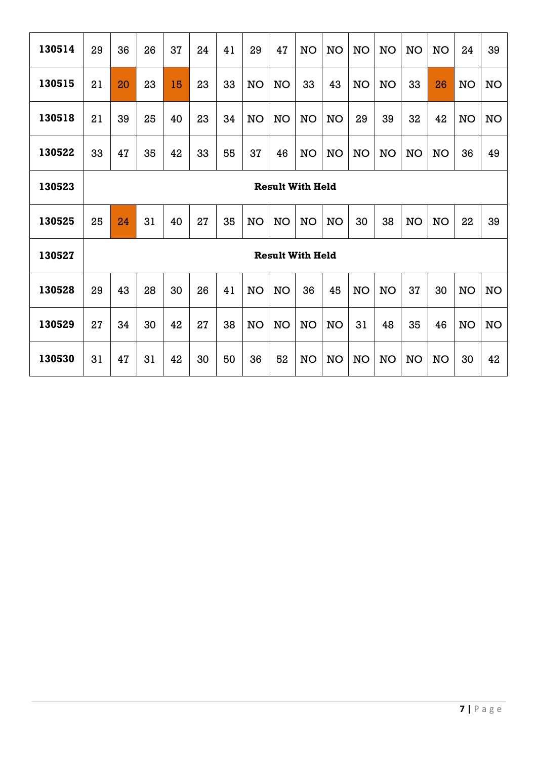| | | | | | | | | | | | | | | | | |
|---|---|---|---|---|---|---|---|---|---|---|---|---|---|---|---|---|
| **130514** | 29 | 36 | 26 | 37 | 24 | 41 | 29 | 47 | NO | NO | NO | NO | NO | NO | 24 | 39 |
| **130515** | 21 | 20 | 23 | 15 | 23 | 33 | NO | NO | 33 | 43 | NO | NO | 33 | 26 | NO | NO |
| **130518** | 21 | 39 | 25 | 40 | 23 | 34 | NO | NO | NO | NO | 29 | 39 | 32 | 42 | NO | NO |
| **130522** | 33 | 47 | 35 | 42 | 33 | 55 | 37 | 46 | NO | NO | NO | NO | NO | NO | 36 | 49 |
| **130523** | **Result With Held** | | | | | | | | | | | | | | | |
| **130525** | 25 | 24 | 31 | 40 | 27 | 35 | NO | NO | NO | NO | 30 | 38 | NO | NO | 22 | 39 |
| **130527** | **Result With Held** | | | | | | | | | | | | | | | |
| **130528** | 29 | 43 | 28 | 30 | 26 | 41 | NO | NO | 36 | 45 | NO | NO | 37 | 30 | NO | NO |
| **130529** | 27 | 34 | 30 | 42 | 27 | 38 | NO | NO | NO | NO | 31 | 48 | 35 | 46 | NO | NO |
| **130530** | 31 | 47 | 31 | 42 | 30 | 50 | 36 | 52 | NO | NO | NO | NO | NO | NO | 30 | 42 |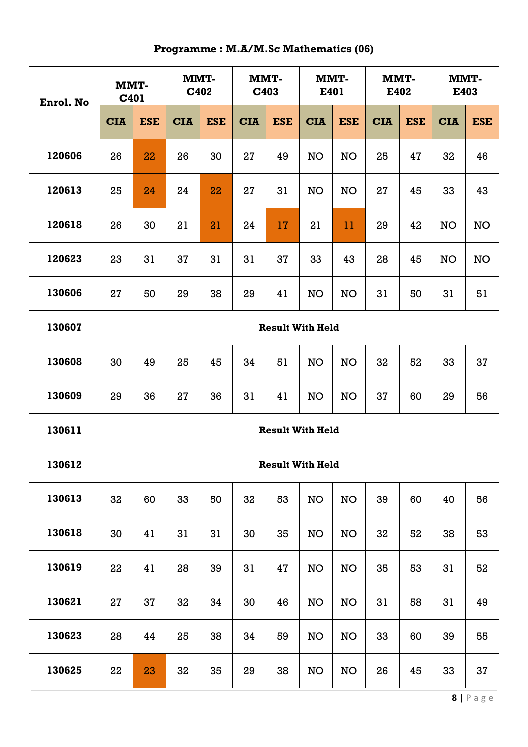| Programme : M.A/M.Sc Mathematics (06) | | | | | | | | | | | | |
|---|---|---|---|---|---|---|---|---|---|---|---|---|
| **Enrol. No** | **MMT-C401** | | **MMT-C402** | | **MMT-C403** | | **MMT-E401** | | **MMT-E402** | | **MMT-E403** | |
| | **CIA** | **ESE** | **CIA** | **ESE** | **CIA** | **ESE** | **CIA** | **ESE** | **CIA** | **ESE** | **CIA** | **ESE** |
| **120606** | 26 | 22 | 26 | 30 | 27 | 49 | NO | NO | 25 | 47 | 32 | 46 |
| **120613** | 25 | 24 | 24 | 22 | 27 | 31 | NO | NO | 27 | 45 | 33 | 43 |
| **120618** | 26 | 30 | 21 | 21 | 24 | 17 | 21 | 11 | 29 | 42 | NO | NO |
| **120623** | 23 | 31 | 37 | 31 | 31 | 37 | 33 | 43 | 28 | 45 | NO | NO |
| **130606** | 27 | 50 | 29 | 38 | 29 | 41 | NO | NO | 31 | 50 | 31 | 51 |
| **130607** | **Result With Held** | | | | | | | | | | | |
| **130608** | 30 | 49 | 25 | 45 | 34 | 51 | NO | NO | 32 | 52 | 33 | 37 |
| **130609** | 29 | 36 | 27 | 36 | 31 | 41 | NO | NO | 37 | 60 | 29 | 56 |
| **130611** | **Result With Held** | | | | | | | | | | | |
| **130612** | **Result With Held** | | | | | | | | | | | |
| **130613** | 32 | 60 | 33 | 50 | 32 | 53 | NO | NO | 39 | 60 | 40 | 56 |
| **130618** | 30 | 41 | 31 | 31 | 30 | 35 | NO | NO | 32 | 52 | 38 | 53 |
| **130619** | 22 | 41 | 28 | 39 | 31 | 47 | NO | NO | 35 | 53 | 31 | 52 |
| **130621** | 27 | 37 | 32 | 34 | 30 | 46 | NO | NO | 31 | 58 | 31 | 49 |
| **130623** | 28 | 44 | 25 | 38 | 34 | 59 | NO | NO | 33 | 60 | 39 | 55 |
| **130625** | 22 | 23 | 32 | 35 | 29 | 38 | NO | NO | 26 | 45 | 33 | 37 |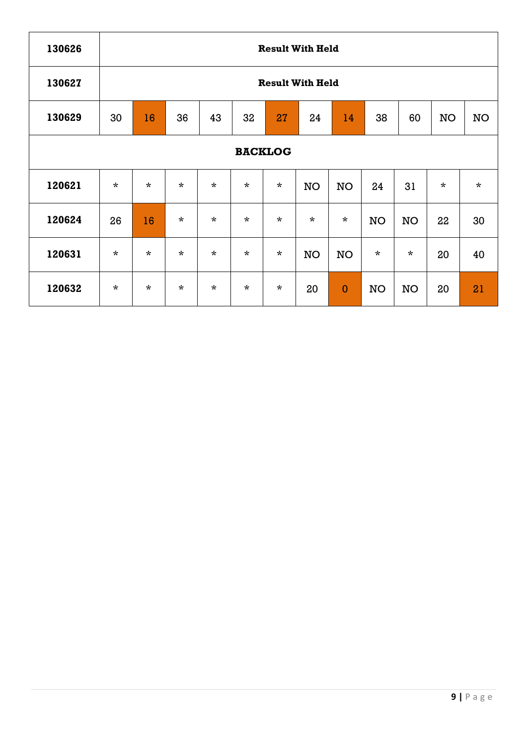| | | | | | | | | | | | | |
|---|---|---|---|---|---|---|---|---|---|---|---|---|
| **130626** | **Result With Held** | | | | | | | | | | | |
| **130627** | **Result With Held** | | | | | | | | | | | |
| **130629** | 30 | 16 | 36 | 43 | 32 | 27 | 24 | 14 | 38 | 60 | NO | NO |
| **BACKLOG** | | | | | | | | | | | | |
| **120621** | * | * | * | * | * | * | NO | NO | 24 | 31 | * | * |
| **120624** | 26 | 16 | * | * | * | * | * | * | NO | NO | 22 | 30 |
| **120631** | * | * | * | * | * | * | NO | NO | * | * | 20 | 40 |
| **120632** | * | * | * | * | * | * | 20 | 0 | NO | NO | 20 | 21 |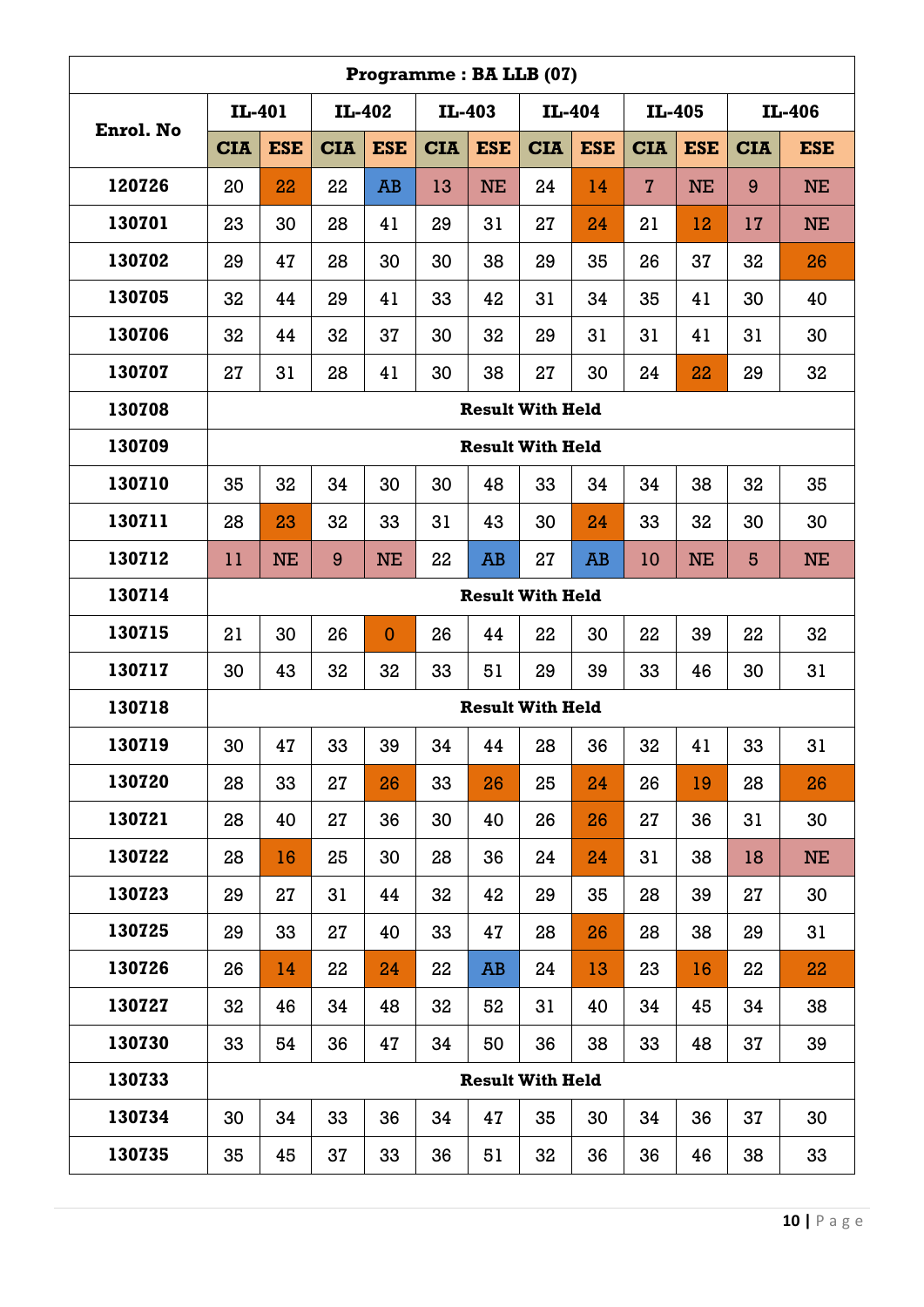| Programme : BA LLB (07) | | | | | | | | | | | | |
|---|---|---|---|---|---|---|---|---|---|---|---|---|
| Enrol. No | IL-401 | | IL-402 | | IL-403 | | IL-404 | | IL-405 | | IL-406 | |
| | CIA | ESE | CIA | ESE | CIA | ESE | CIA | ESE | CIA | ESE | CIA | ESE |
| 120726 | 20 | 22 | 22 | AB | 13 | NE | 24 | 14 | 7 | NE | 9 | NE |
| 130701 | 23 | 30 | 28 | 41 | 29 | 31 | 27 | 24 | 21 | 12 | 17 | NE |
| 130702 | 29 | 47 | 28 | 30 | 30 | 38 | 29 | 35 | 26 | 37 | 32 | 26 |
| 130705 | 32 | 44 | 29 | 41 | 33 | 42 | 31 | 34 | 35 | 41 | 30 | 40 |
| 130706 | 32 | 44 | 32 | 37 | 30 | 32 | 29 | 31 | 31 | 41 | 31 | 30 |
| 130707 | 27 | 31 | 28 | 41 | 30 | 38 | 27 | 30 | 24 | 22 | 29 | 32 |
| 130708 | Result With Held | | | | | | | | | | | |
| 130709 | Result With Held | | | | | | | | | | | |
| 130710 | 35 | 32 | 34 | 30 | 30 | 48 | 33 | 34 | 34 | 38 | 32 | 35 |
| 130711 | 28 | 23 | 32 | 33 | 31 | 43 | 30 | 24 | 33 | 32 | 30 | 30 |
| 130712 | 11 | NE | 9 | NE | 22 | AB | 27 | AB | 10 | NE | 5 | NE |
| 130714 | Result With Held | | | | | | | | | | | |
| 130715 | 21 | 30 | 26 | 0 | 26 | 44 | 22 | 30 | 22 | 39 | 22 | 32 |
| 130717 | 30 | 43 | 32 | 32 | 33 | 51 | 29 | 39 | 33 | 46 | 30 | 31 |
| 130718 | Result With Held | | | | | | | | | | | |
| 130719 | 30 | 47 | 33 | 39 | 34 | 44 | 28 | 36 | 32 | 41 | 33 | 31 |
| 130720 | 28 | 33 | 27 | 26 | 33 | 26 | 25 | 24 | 26 | 19 | 28 | 26 |
| 130721 | 28 | 40 | 27 | 36 | 30 | 40 | 26 | 26 | 27 | 36 | 31 | 30 |
| 130722 | 28 | 16 | 25 | 30 | 28 | 36 | 24 | 24 | 31 | 38 | 18 | NE |
| 130723 | 29 | 27 | 31 | 44 | 32 | 42 | 29 | 35 | 28 | 39 | 27 | 30 |
| 130725 | 29 | 33 | 27 | 40 | 33 | 47 | 28 | 26 | 28 | 38 | 29 | 31 |
| 130726 | 26 | 14 | 22 | 24 | 22 | AB | 24 | 13 | 23 | 16 | 22 | 22 |
| 130727 | 32 | 46 | 34 | 48 | 32 | 52 | 31 | 40 | 34 | 45 | 34 | 38 |
| 130730 | 33 | 54 | 36 | 47 | 34 | 50 | 36 | 38 | 33 | 48 | 37 | 39 |
| 130733 | Result With Held | | | | | | | | | | | |
| 130734 | 30 | 34 | 33 | 36 | 34 | 47 | 35 | 30 | 34 | 36 | 37 | 30 |
| 130735 | 35 | 45 | 37 | 33 | 36 | 51 | 32 | 36 | 36 | 46 | 38 | 33 |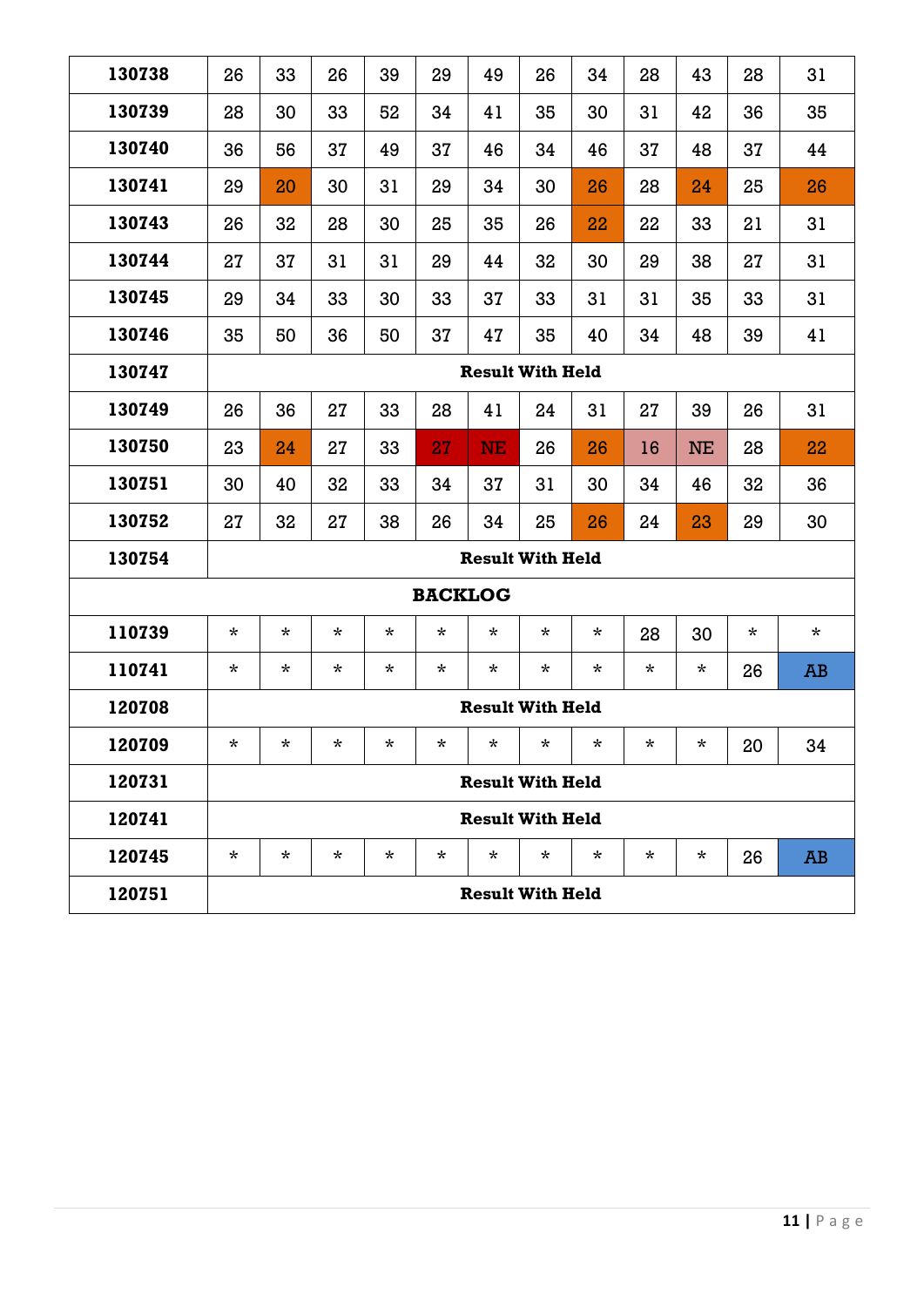| 130738 | 26 | 33 | 26 | 39 | 29 | 49 | 26 | 34 | 28 | 43 | 28 | 31 |
|---|---|---|---|---|---|---|---|---|---|---|---|---|
| 130739 | 28 | 30 | 33 | 52 | 34 | 41 | 35 | 30 | 31 | 42 | 36 | 35 |
| 130740 | 36 | 56 | 37 | 49 | 37 | 46 | 34 | 46 | 37 | 48 | 37 | 44 |
| 130741 | 29 | 20 | 30 | 31 | 29 | 34 | 30 | 26 | 28 | 24 | 25 | 26 |
| 130743 | 26 | 32 | 28 | 30 | 25 | 35 | 26 | 22 | 22 | 33 | 21 | 31 |
| 130744 | 27 | 37 | 31 | 31 | 29 | 44 | 32 | 30 | 29 | 38 | 27 | 31 |
| 130745 | 29 | 34 | 33 | 30 | 33 | 37 | 33 | 31 | 31 | 35 | 33 | 31 |
| 130746 | 35 | 50 | 36 | 50 | 37 | 47 | 35 | 40 | 34 | 48 | 39 | 41 |
| 130747 | **Result With Held** | | | | | | | | | | | |
| 130749 | 26 | 36 | 27 | 33 | 28 | 41 | 24 | 31 | 27 | 39 | 26 | 31 |
| 130750 | 23 | 24 | 27 | 33 | 27 | NE | 26 | 26 | 16 | NE | 28 | 22 |
| 130751 | 30 | 40 | 32 | 33 | 34 | 37 | 31 | 30 | 34 | 46 | 32 | 36 |
| 130752 | 27 | 32 | 27 | 38 | 26 | 34 | 25 | 26 | 24 | 23 | 29 | 30 |
| 130754 | **Result With Held** | | | | | | | | | | | |
| **BACKLOG** | | | | | | | | | | | | |
| 110739 | * | * | * | * | * | * | * | * | 28 | 30 | * | * |
| 110741 | * | * | * | * | * | * | * | * | * | * | 26 | AB |
| 120708 | **Result With Held** | | | | | | | | | | | |
| 120709 | * | * | * | * | * | * | * | * | * | * | 20 | 34 |
| 120731 | **Result With Held** | | | | | | | | | | | |
| 120741 | **Result With Held** | | | | | | | | | | | |
| 120745 | * | * | * | * | * | * | * | * | * | * | 26 | AB |
| 120751 | **Result With Held** | | | | | | | | | | | |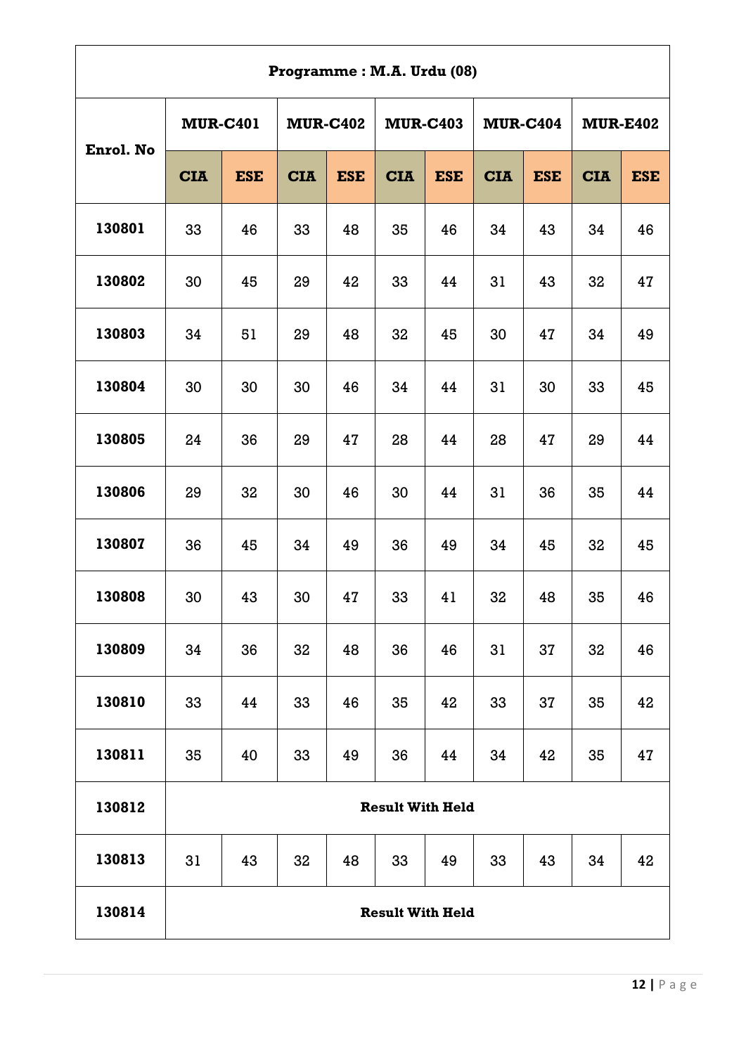| Programme : M.A. Urdu (08) | | | | | | | | | | |
|---|---|---|---|---|---|---|---|---|---|---|
| **Enrol. No** | **MUR-C401** | | **MUR-C402** | | **MUR-C403** | | **MUR-C404** | | **MUR-E402** | |
| | **CIA** | **ESE** | **CIA** | **ESE** | **CIA** | **ESE** | **CIA** | **ESE** | **CIA** | **ESE** |
| **130801** | 33 | 46 | 33 | 48 | 35 | 46 | 34 | 43 | 34 | 46 |
| **130802** | 30 | 45 | 29 | 42 | 33 | 44 | 31 | 43 | 32 | 47 |
| **130803** | 34 | 51 | 29 | 48 | 32 | 45 | 30 | 47 | 34 | 49 |
| **130804** | 30 | 30 | 30 | 46 | 34 | 44 | 31 | 30 | 33 | 45 |
| **130805** | 24 | 36 | 29 | 47 | 28 | 44 | 28 | 47 | 29 | 44 |
| **130806** | 29 | 32 | 30 | 46 | 30 | 44 | 31 | 36 | 35 | 44 |
| **130807** | 36 | 45 | 34 | 49 | 36 | 49 | 34 | 45 | 32 | 45 |
| **130808** | 30 | 43 | 30 | 47 | 33 | 41 | 32 | 48 | 35 | 46 |
| **130809** | 34 | 36 | 32 | 48 | 36 | 46 | 31 | 37 | 32 | 46 |
| **130810** | 33 | 44 | 33 | 46 | 35 | 42 | 33 | 37 | 35 | 42 |
| **130811** | 35 | 40 | 33 | 49 | 36 | 44 | 34 | 42 | 35 | 47 |
| **130812** | **Result With Held** | | | | | | | | | |
| **130813** | 31 | 43 | 32 | 48 | 33 | 49 | 33 | 43 | 34 | 42 |
| **130814** | **Result With Held** | | | | | | | | | |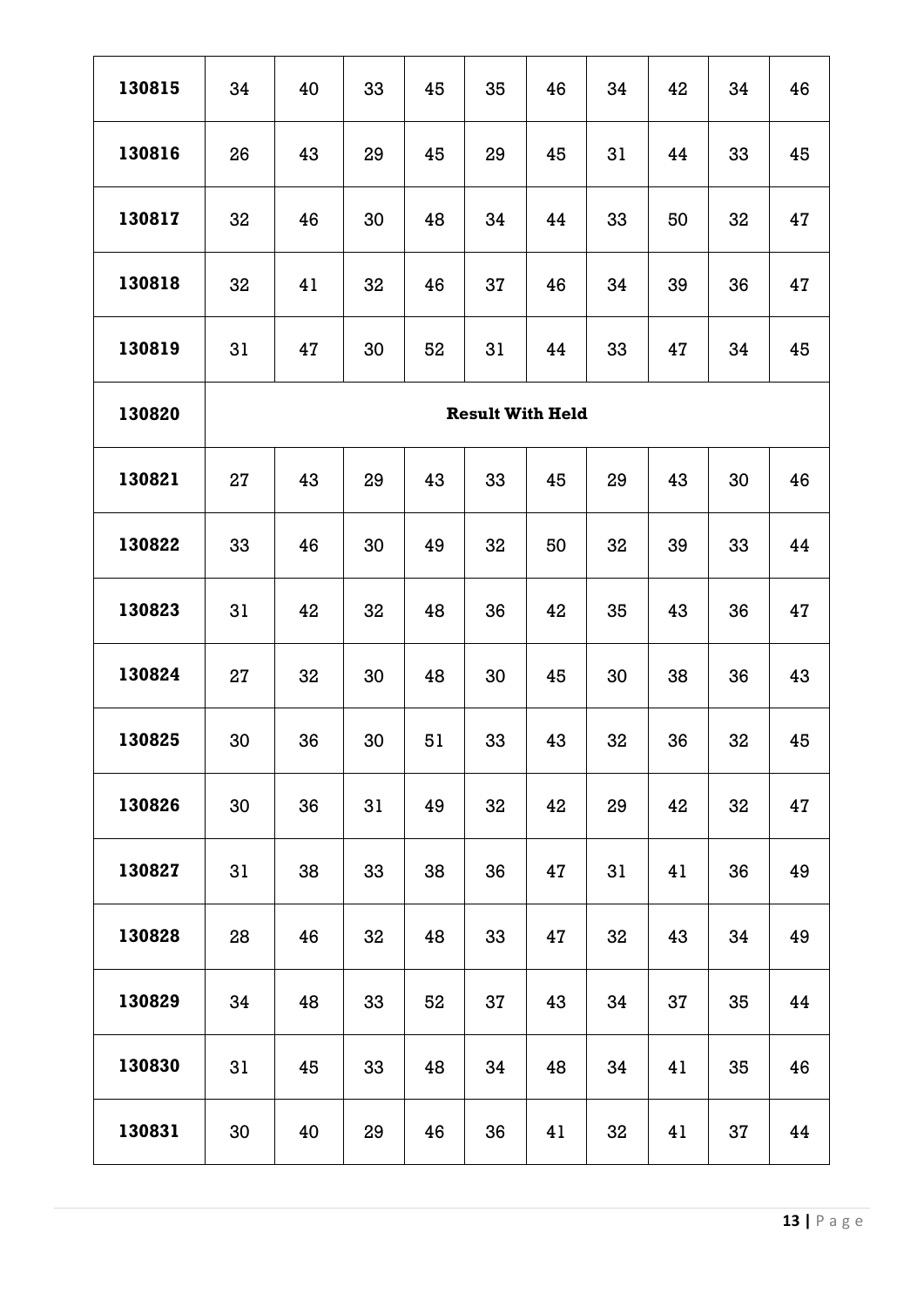| **130815** | 34 | 40 | 33 | 45 | 35 | 46 | 34 | 42 | 34 | 46 |
|---|---|---|---|---|---|---|---|---|---|---|
| **130816** | 26 | 43 | 29 | 45 | 29 | 45 | 31 | 44 | 33 | 45 |
| **130817** | 32 | 46 | 30 | 48 | 34 | 44 | 33 | 50 | 32 | 47 |
| **130818** | 32 | 41 | 32 | 46 | 37 | 46 | 34 | 39 | 36 | 47 |
| **130819** | 31 | 47 | 30 | 52 | 31 | 44 | 33 | 47 | 34 | 45 |
| **130820** | **Result With Held** | | | | | | | | | |
| **130821** | 27 | 43 | 29 | 43 | 33 | 45 | 29 | 43 | 30 | 46 |
| **130822** | 33 | 46 | 30 | 49 | 32 | 50 | 32 | 39 | 33 | 44 |
| **130823** | 31 | 42 | 32 | 48 | 36 | 42 | 35 | 43 | 36 | 47 |
| **130824** | 27 | 32 | 30 | 48 | 30 | 45 | 30 | 38 | 36 | 43 |
| **130825** | 30 | 36 | 30 | 51 | 33 | 43 | 32 | 36 | 32 | 45 |
| **130826** | 30 | 36 | 31 | 49 | 32 | 42 | 29 | 42 | 32 | 47 |
| **130827** | 31 | 38 | 33 | 38 | 36 | 47 | 31 | 41 | 36 | 49 |
| **130828** | 28 | 46 | 32 | 48 | 33 | 47 | 32 | 43 | 34 | 49 |
| **130829** | 34 | 48 | 33 | 52 | 37 | 43 | 34 | 37 | 35 | 44 |
| **130830** | 31 | 45 | 33 | 48 | 34 | 48 | 34 | 41 | 35 | 46 |
| **130831** | 30 | 40 | 29 | 46 | 36 | 41 | 32 | 41 | 37 | 44 |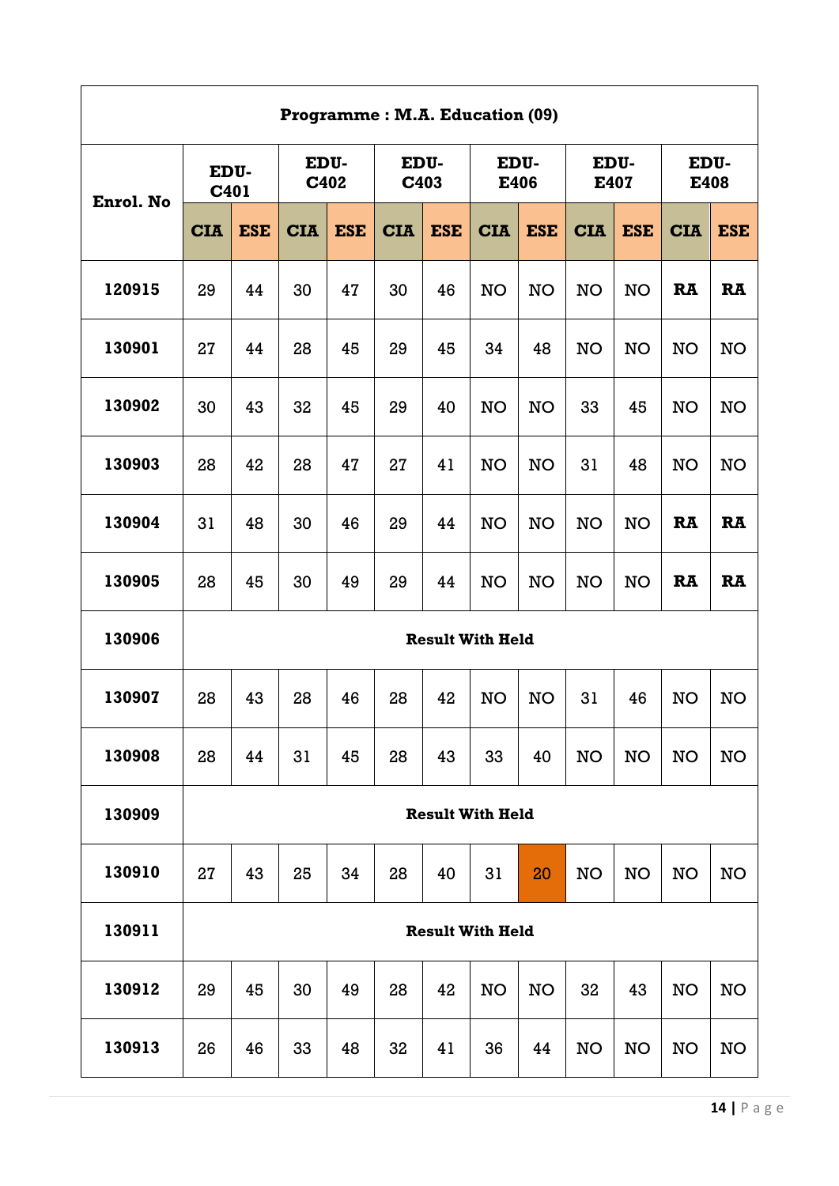| Programme : M.A. Education (09) | | | | | | | | | | | | |
|---|---|---|---|---|---|---|---|---|---|---|---|---|
| **Enrol. No** | **EDU-C401** | | **EDU-C402** | | **EDU-C403** | | **EDU-E406** | | **EDU-E407** | | **EDU-E408** | |
| | **CIA** | **ESE** | **CIA** | **ESE** | **CIA** | **ESE** | **CIA** | **ESE** | **CIA** | **ESE** | **CIA** | **ESE** |
| **120915** | 29 | 44 | 30 | 47 | 30 | 46 | NO | NO | NO | NO | **RA** | **RA** |
| **130901** | 27 | 44 | 28 | 45 | 29 | 45 | 34 | 48 | NO | NO | NO | NO |
| **130902** | 30 | 43 | 32 | 45 | 29 | 40 | NO | NO | 33 | 45 | NO | NO |
| **130903** | 28 | 42 | 28 | 47 | 27 | 41 | NO | NO | 31 | 48 | NO | NO |
| **130904** | 31 | 48 | 30 | 46 | 29 | 44 | NO | NO | NO | NO | **RA** | **RA** |
| **130905** | 28 | 45 | 30 | 49 | 29 | 44 | NO | NO | NO | NO | **RA** | **RA** |
| **130906** | **Result With Held** | | | | | | | | | | | |
| **130907** | 28 | 43 | 28 | 46 | 28 | 42 | NO | NO | 31 | 46 | NO | NO |
| **130908** | 28 | 44 | 31 | 45 | 28 | 43 | 33 | 40 | NO | NO | NO | NO |
| **130909** | **Result With Held** | | | | | | | | | | | |
| **130910** | 27 | 43 | 25 | 34 | 28 | 40 | 31 | 20 | NO | NO | NO | NO |
| **130911** | **Result With Held** | | | | | | | | | | | |
| **130912** | 29 | 45 | 30 | 49 | 28 | 42 | NO | NO | 32 | 43 | NO | NO |
| **130913** | 26 | 46 | 33 | 48 | 32 | 41 | 36 | 44 | NO | NO | NO | NO |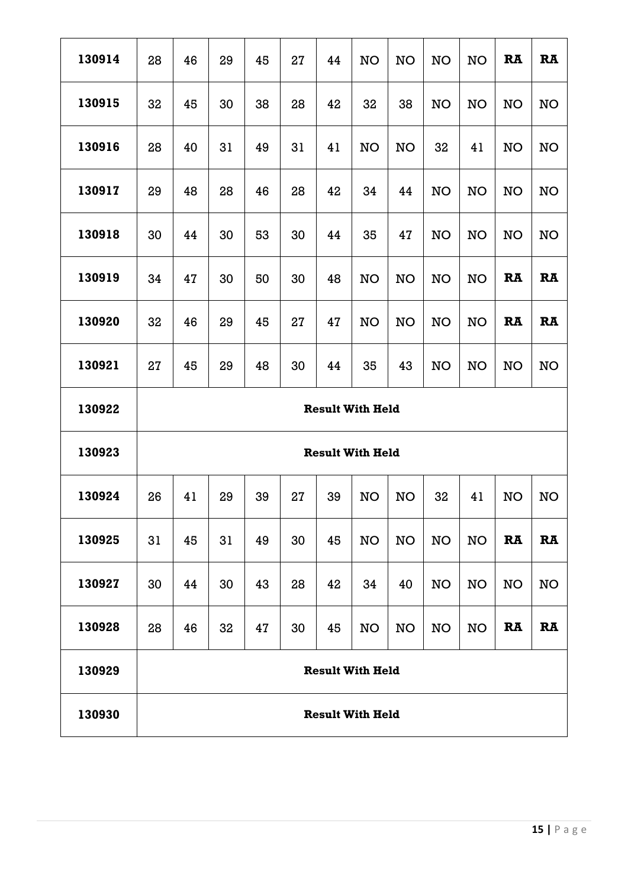| | | | | | | | | | | | | |
|---|---|---|---|---|---|---|---|---|---|---|---|---|
| **130914** | 28 | 46 | 29 | 45 | 27 | 44 | NO | NO | NO | NO | **RA** | **RA** |
| **130915** | 32 | 45 | 30 | 38 | 28 | 42 | 32 | 38 | NO | NO | NO | NO |
| **130916** | 28 | 40 | 31 | 49 | 31 | 41 | NO | NO | 32 | 41 | NO | NO |
| **130917** | 29 | 48 | 28 | 46 | 28 | 42 | 34 | 44 | NO | NO | NO | NO |
| **130918** | 30 | 44 | 30 | 53 | 30 | 44 | 35 | 47 | NO | NO | NO | NO |
| **130919** | 34 | 47 | 30 | 50 | 30 | 48 | NO | NO | NO | NO | **RA** | **RA** |
| **130920** | 32 | 46 | 29 | 45 | 27 | 47 | NO | NO | NO | NO | **RA** | **RA** |
| **130921** | 27 | 45 | 29 | 48 | 30 | 44 | 35 | 43 | NO | NO | NO | NO |
| **130922** | **Result With Held** | | | | | | | | | | | |
| **130923** | **Result With Held** | | | | | | | | | | | |
| **130924** | 26 | 41 | 29 | 39 | 27 | 39 | NO | NO | 32 | 41 | NO | NO |
| **130925** | 31 | 45 | 31 | 49 | 30 | 45 | NO | NO | NO | NO | **RA** | **RA** |
| **130927** | 30 | 44 | 30 | 43 | 28 | 42 | 34 | 40 | NO | NO | NO | NO |
| **130928** | 28 | 46 | 32 | 47 | 30 | 45 | NO | NO | NO | NO | **RA** | **RA** |
| **130929** | **Result With Held** | | | | | | | | | | | |
| **130930** | **Result With Held** | | | | | | | | | | | |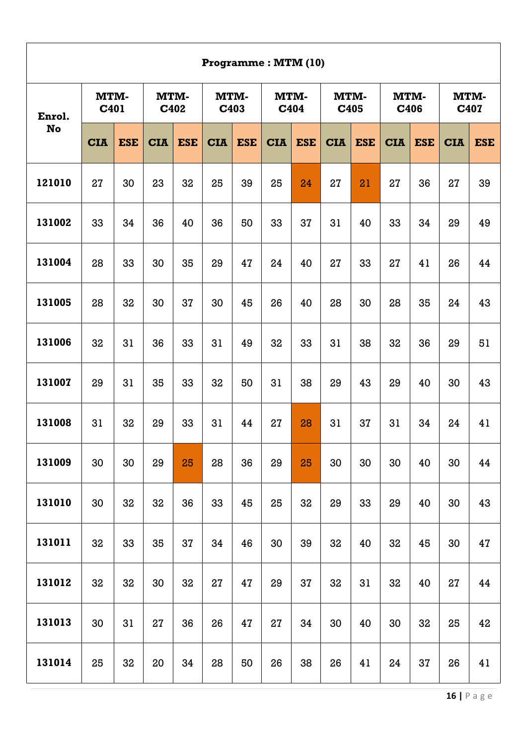| Programme : MTM (10) | | | | | | | | | | | | | | |
|---|---|---|---|---|---|---|---|---|---|---|---|---|---|---|
| Enrol. No | MTM-C401 | | MTM-C402 | | MTM-C403 | | MTM-C404 | | MTM-C405 | | MTM-C406 | | MTM-C407 | |
| | CIA | ESE | CIA | ESE | CIA | ESE | CIA | ESE | CIA | ESE | CIA | ESE | CIA | ESE |
| 121010 | 27 | 30 | 23 | 32 | 25 | 39 | 25 | 24 | 27 | 21 | 27 | 36 | 27 | 39 |
| 131002 | 33 | 34 | 36 | 40 | 36 | 50 | 33 | 37 | 31 | 40 | 33 | 34 | 29 | 49 |
| 131004 | 28 | 33 | 30 | 35 | 29 | 47 | 24 | 40 | 27 | 33 | 27 | 41 | 26 | 44 |
| 131005 | 28 | 32 | 30 | 37 | 30 | 45 | 26 | 40 | 28 | 30 | 28 | 35 | 24 | 43 |
| 131006 | 32 | 31 | 36 | 33 | 31 | 49 | 32 | 33 | 31 | 38 | 32 | 36 | 29 | 51 |
| 131007 | 29 | 31 | 35 | 33 | 32 | 50 | 31 | 38 | 29 | 43 | 29 | 40 | 30 | 43 |
| 131008 | 31 | 32 | 29 | 33 | 31 | 44 | 27 | 28 | 31 | 37 | 31 | 34 | 24 | 41 |
| 131009 | 30 | 30 | 29 | 25 | 28 | 36 | 29 | 25 | 30 | 30 | 30 | 40 | 30 | 44 |
| 131010 | 30 | 32 | 32 | 36 | 33 | 45 | 25 | 32 | 29 | 33 | 29 | 40 | 30 | 43 |
| 131011 | 32 | 33 | 35 | 37 | 34 | 46 | 30 | 39 | 32 | 40 | 32 | 45 | 30 | 47 |
| 131012 | 32 | 32 | 30 | 32 | 27 | 47 | 29 | 37 | 32 | 31 | 32 | 40 | 27 | 44 |
| 131013 | 30 | 31 | 27 | 36 | 26 | 47 | 27 | 34 | 30 | 40 | 30 | 32 | 25 | 42 |
| 131014 | 25 | 32 | 20 | 34 | 28 | 50 | 26 | 38 | 26 | 41 | 24 | 37 | 26 | 41 |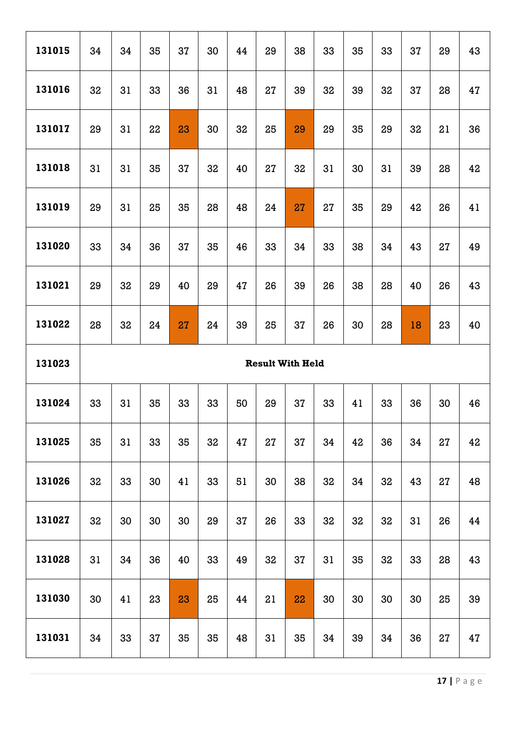| | | | | | | | | | | | | | | |
|---|---|---|---|---|---|---|---|---|---|---|---|---|---|---|
| **131015** | 34 | 34 | 35 | 37 | 30 | 44 | 29 | 38 | 33 | 35 | 33 | 37 | 29 | 43 |
| **131016** | 32 | 31 | 33 | 36 | 31 | 48 | 27 | 39 | 32 | 39 | 32 | 37 | 28 | 47 |
| **131017** | 29 | 31 | 22 | 23 | 30 | 32 | 25 | 29 | 29 | 35 | 29 | 32 | 21 | 36 |
| **131018** | 31 | 31 | 35 | 37 | 32 | 40 | 27 | 32 | 31 | 30 | 31 | 39 | 28 | 42 |
| **131019** | 29 | 31 | 25 | 35 | 28 | 48 | 24 | 27 | 27 | 35 | 29 | 42 | 26 | 41 |
| **131020** | 33 | 34 | 36 | 37 | 35 | 46 | 33 | 34 | 33 | 38 | 34 | 43 | 27 | 49 |
| **131021** | 29 | 32 | 29 | 40 | 29 | 47 | 26 | 39 | 26 | 38 | 28 | 40 | 26 | 43 |
| **131022** | 28 | 32 | 24 | 27 | 24 | 39 | 25 | 37 | 26 | 30 | 28 | 18 | 23 | 40 |
| **131023** | **Result With Held** | | | | | | | | | | | | | |
| **131024** | 33 | 31 | 35 | 33 | 33 | 50 | 29 | 37 | 33 | 41 | 33 | 36 | 30 | 46 |
| **131025** | 35 | 31 | 33 | 35 | 32 | 47 | 27 | 37 | 34 | 42 | 36 | 34 | 27 | 42 |
| **131026** | 32 | 33 | 30 | 41 | 33 | 51 | 30 | 38 | 32 | 34 | 32 | 43 | 27 | 48 |
| **131027** | 32 | 30 | 30 | 30 | 29 | 37 | 26 | 33 | 32 | 32 | 32 | 31 | 26 | 44 |
| **131028** | 31 | 34 | 36 | 40 | 33 | 49 | 32 | 37 | 31 | 35 | 32 | 33 | 28 | 43 |
| **131030** | 30 | 41 | 23 | 23 | 25 | 44 | 21 | 22 | 30 | 30 | 30 | 30 | 25 | 39 |
| **131031** | 34 | 33 | 37 | 35 | 35 | 48 | 31 | 35 | 34 | 39 | 34 | 36 | 27 | 47 |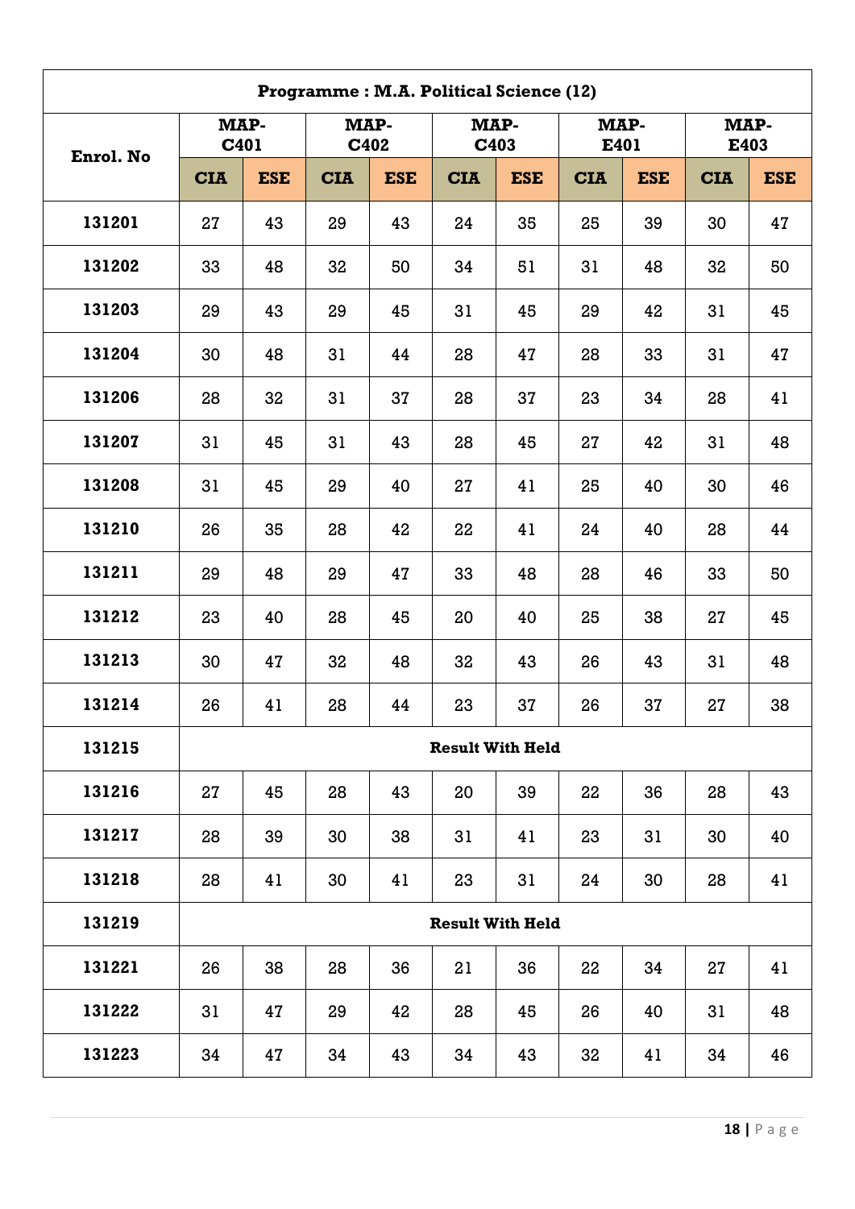| Programme : M.A. Political Science (12) | | | | | | | | | | |
|---|---|---|---|---|---|---|---|---|---|---|
| **Enrol. No** | **MAP-C401** | | **MAP-C402** | | **MAP-C403** | | **MAP-E401** | | **MAP-E403** | |
| | **CIA** | **ESE** | **CIA** | **ESE** | **CIA** | **ESE** | **CIA** | **ESE** | **CIA** | **ESE** |
| **131201** | 27 | 43 | 29 | 43 | 24 | 35 | 25 | 39 | 30 | 47 |
| **131202** | 33 | 48 | 32 | 50 | 34 | 51 | 31 | 48 | 32 | 50 |
| **131203** | 29 | 43 | 29 | 45 | 31 | 45 | 29 | 42 | 31 | 45 |
| **131204** | 30 | 48 | 31 | 44 | 28 | 47 | 28 | 33 | 31 | 47 |
| **131206** | 28 | 32 | 31 | 37 | 28 | 37 | 23 | 34 | 28 | 41 |
| **131207** | 31 | 45 | 31 | 43 | 28 | 45 | 27 | 42 | 31 | 48 |
| **131208** | 31 | 45 | 29 | 40 | 27 | 41 | 25 | 40 | 30 | 46 |
| **131210** | 26 | 35 | 28 | 42 | 22 | 41 | 24 | 40 | 28 | 44 |
| **131211** | 29 | 48 | 29 | 47 | 33 | 48 | 28 | 46 | 33 | 50 |
| **131212** | 23 | 40 | 28 | 45 | 20 | 40 | 25 | 38 | 27 | 45 |
| **131213** | 30 | 47 | 32 | 48 | 32 | 43 | 26 | 43 | 31 | 48 |
| **131214** | 26 | 41 | 28 | 44 | 23 | 37 | 26 | 37 | 27 | 38 |
| **131215** | **Result With Held** | | | | | | | | | |
| **131216** | 27 | 45 | 28 | 43 | 20 | 39 | 22 | 36 | 28 | 43 |
| **131217** | 28 | 39 | 30 | 38 | 31 | 41 | 23 | 31 | 30 | 40 |
| **131218** | 28 | 41 | 30 | 41 | 23 | 31 | 24 | 30 | 28 | 41 |
| **131219** | **Result With Held** | | | | | | | | | |
| **131221** | 26 | 38 | 28 | 36 | 21 | 36 | 22 | 34 | 27 | 41 |
| **131222** | 31 | 47 | 29 | 42 | 28 | 45 | 26 | 40 | 31 | 48 |
| **131223** | 34 | 47 | 34 | 43 | 34 | 43 | 32 | 41 | 34 | 46 |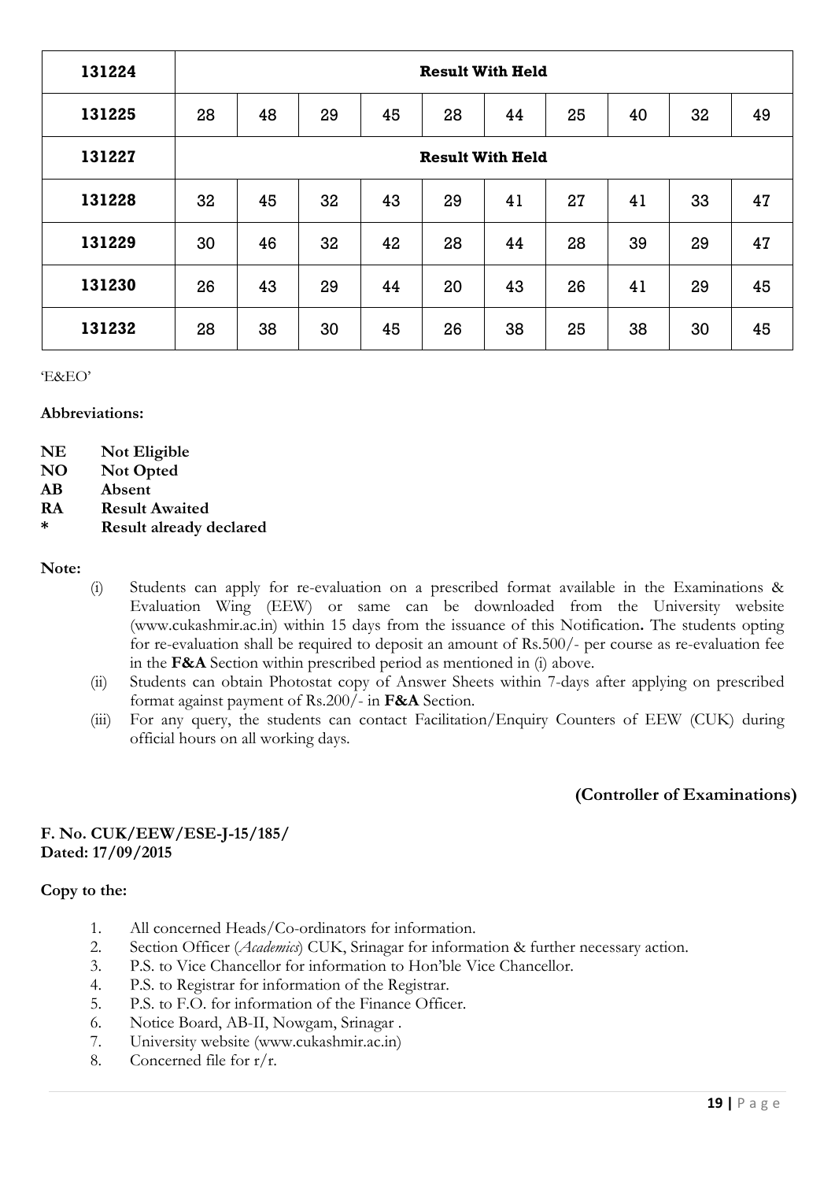| | | | | | | | | | | |
|---|---|---|---|---|---|---|---|---|---|---|
| 131224 | Result With Held | | | | | | | | | |
| 131225 | 28 | 48 | 29 | 45 | 28 | 44 | 25 | 40 | 32 | 49 |
| 131227 | Result With Held | | | | | | | | | |
| 131228 | 32 | 45 | 32 | 43 | 29 | 41 | 27 | 41 | 33 | 47 |
| 131229 | 30 | 46 | 32 | 42 | 28 | 44 | 28 | 39 | 29 | 47 |
| 131230 | 26 | 43 | 29 | 44 | 20 | 43 | 26 | 41 | 29 | 45 |
| 131232 | 28 | 38 | 30 | 45 | 26 | 38 | 25 | 38 | 30 | 45 |

'E&EO'

**Abbreviations:**

**NE** **Not Eligible**
**NO** **Not Opted**
**AB** **Absent**
**RA** **Result Awaited**
**\*** **Result already declared**

**Note:**

(i) Students can apply for re-evaluation on a prescribed format available in the Examinations & Evaluation Wing (EEW) or same can be downloaded from the University website (www.cukashmir.ac.in) within 15 days from the issuance of this Notification**.** The students opting for re-evaluation shall be required to deposit an amount of Rs.500/- per course as re-evaluation fee in the **F&A** Section within prescribed period as mentioned in (i) above.

(ii) Students can obtain Photostat copy of Answer Sheets within 7-days after applying on prescribed format against payment of Rs.200/- in **F&A** Section.

(iii) For any query, the students can contact Facilitation/Enquiry Counters of EEW (CUK) during official hours on all working days.

**(Controller of Examinations)**

**F. No. CUK/EEW/ESE-J-15/185/**
**Dated: 17/09/2015**

**Copy to the:**

1. All concerned Heads/Co-ordinators for information.
2. Section Officer (*Academics*) CUK, Srinagar for information & further necessary action.
3. P.S. to Vice Chancellor for information to Hon'ble Vice Chancellor.
4. P.S. to Registrar for information of the Registrar.
5. P.S. to F.O. for information of the Finance Officer.
6. Notice Board, AB-II, Nowgam, Srinagar .
7. University website (www.cukashmir.ac.in)
8. Concerned file for r/r.